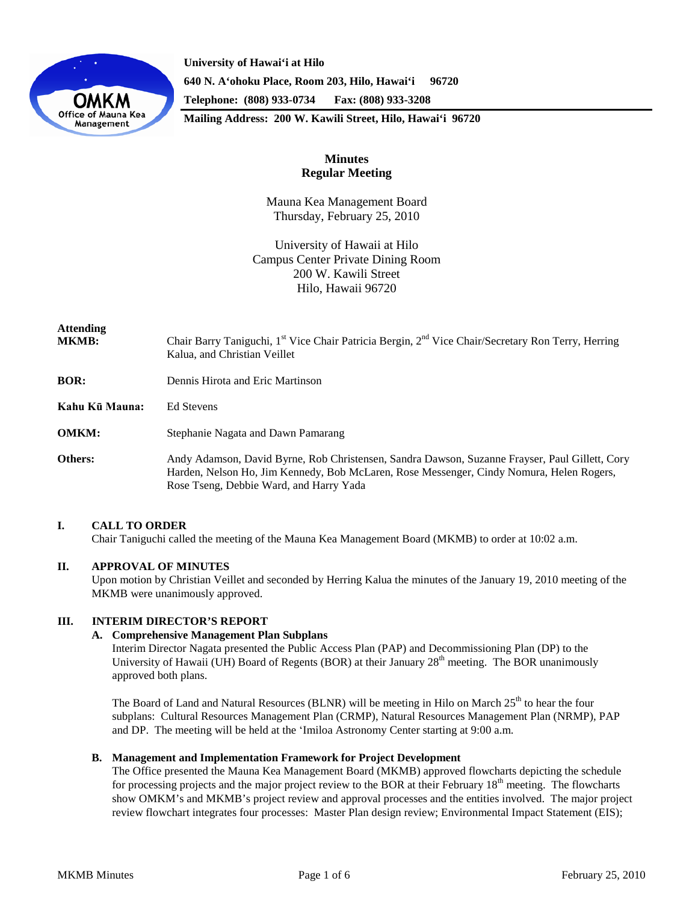**University of Hawaiʻi at Hilo**
**640 N. Aʻohoku Place, Room 203, Hilo, Hawaiʻi 96720**
**Telephone: (808) 933-0734 Fax: (808) 933-3208**
**Mailing Address: 200 W. Kawili Street, Hilo, Hawaiʻi 96720**

# Minutes
## Regular Meeting

Mauna Kea Management Board
Thursday, February 25, 2010

University of Hawaii at Hilo
Campus Center Private Dining Room
200 W. Kawili Street
Hilo, Hawaii 96720

**Attending**

**MKMB:** Chair Barry Taniguchi, 1st Vice Chair Patricia Bergin, 2nd Vice Chair/Secretary Ron Terry, Herring Kalua, and Christian Veillet

**BOR:** Dennis Hirota and Eric Martinson

**Kahu Kū Mauna:** Ed Stevens

**OMKM:** Stephanie Nagata and Dawn Pamarang

**Others:** Andy Adamson, David Byrne, Rob Christensen, Sandra Dawson, Suzanne Frayser, Paul Gillett, Cory Harden, Nelson Ho, Jim Kennedy, Bob McLaren, Rose Messenger, Cindy Nomura, Helen Rogers, Rose Tseng, Debbie Ward, and Harry Yada

### I. CALL TO ORDER

Chair Taniguchi called the meeting of the Mauna Kea Management Board (MKMB) to order at 10:02 a.m.

### II. APPROVAL OF MINUTES

Upon motion by Christian Veillet and seconded by Herring Kalua the minutes of the January 19, 2010 meeting of the MKMB were unanimously approved.

### III. INTERIM DIRECTOR'S REPORT

**A. Comprehensive Management Plan Subplans**

Interim Director Nagata presented the Public Access Plan (PAP) and Decommissioning Plan (DP) to the University of Hawaii (UH) Board of Regents (BOR) at their January 28th meeting. The BOR unanimously approved both plans.

The Board of Land and Natural Resources (BLNR) will be meeting in Hilo on March 25th to hear the four subplans: Cultural Resources Management Plan (CRMP), Natural Resources Management Plan (NRMP), PAP and DP. The meeting will be held at the ʻImiloa Astronomy Center starting at 9:00 a.m.

**B. Management and Implementation Framework for Project Development**

The Office presented the Mauna Kea Management Board (MKMB) approved flowcharts depicting the schedule for processing projects and the major project review to the BOR at their February 18th meeting. The flowcharts show OMKM's and MKMB's project review and approval processes and the entities involved. The major project review flowchart integrates four processes: Master Plan design review; Environmental Impact Statement (EIS);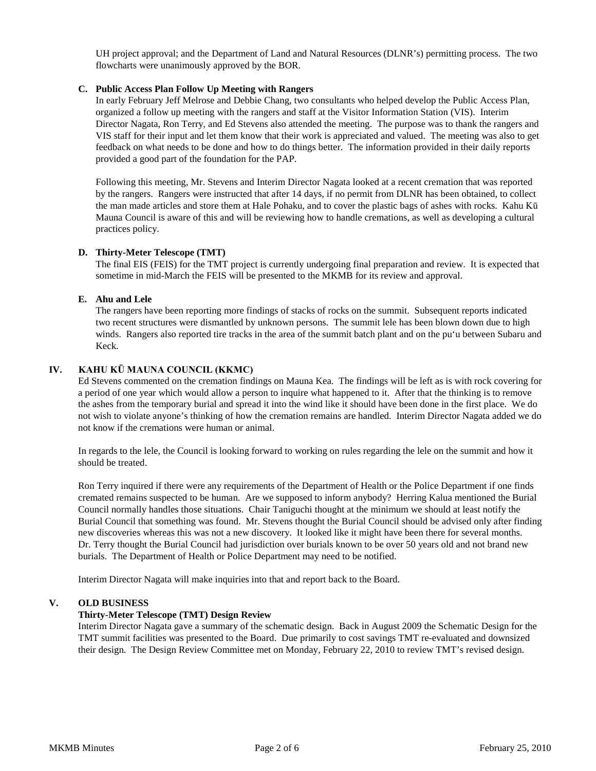UH project approval; and the Department of Land and Natural Resources (DLNR's) permitting process. The two flowcharts were unanimously approved by the BOR.

**C. Public Access Plan Follow Up Meeting with Rangers**

In early February Jeff Melrose and Debbie Chang, two consultants who helped develop the Public Access Plan, organized a follow up meeting with the rangers and staff at the Visitor Information Station (VIS). Interim Director Nagata, Ron Terry, and Ed Stevens also attended the meeting. The purpose was to thank the rangers and VIS staff for their input and let them know that their work is appreciated and valued. The meeting was also to get feedback on what needs to be done and how to do things better. The information provided in their daily reports provided a good part of the foundation for the PAP.

Following this meeting, Mr. Stevens and Interim Director Nagata looked at a recent cremation that was reported by the rangers. Rangers were instructed that after 14 days, if no permit from DLNR has been obtained, to collect the man made articles and store them at Hale Pohaku, and to cover the plastic bags of ashes with rocks. Kahu Kū Mauna Council is aware of this and will be reviewing how to handle cremations, as well as developing a cultural practices policy.

**D. Thirty-Meter Telescope (TMT)**

The final EIS (FEIS) for the TMT project is currently undergoing final preparation and review. It is expected that sometime in mid-March the FEIS will be presented to the MKMB for its review and approval.

**E. Ahu and Lele**

The rangers have been reporting more findings of stacks of rocks on the summit. Subsequent reports indicated two recent structures were dismantled by unknown persons. The summit lele has been blown down due to high winds. Rangers also reported tire tracks in the area of the summit batch plant and on the puʻu between Subaru and Keck.

## IV. KAHU KŪ MAUNA COUNCIL (KKMC)

Ed Stevens commented on the cremation findings on Mauna Kea. The findings will be left as is with rock covering for a period of one year which would allow a person to inquire what happened to it. After that the thinking is to remove the ashes from the temporary burial and spread it into the wind like it should have been done in the first place. We do not wish to violate anyone's thinking of how the cremation remains are handled. Interim Director Nagata added we do not know if the cremations were human or animal.

In regards to the lele, the Council is looking forward to working on rules regarding the lele on the summit and how it should be treated.

Ron Terry inquired if there were any requirements of the Department of Health or the Police Department if one finds cremated remains suspected to be human. Are we supposed to inform anybody? Herring Kalua mentioned the Burial Council normally handles those situations. Chair Taniguchi thought at the minimum we should at least notify the Burial Council that something was found. Mr. Stevens thought the Burial Council should be advised only after finding new discoveries whereas this was not a new discovery. It looked like it might have been there for several months. Dr. Terry thought the Burial Council had jurisdiction over burials known to be over 50 years old and not brand new burials. The Department of Health or Police Department may need to be notified.

Interim Director Nagata will make inquiries into that and report back to the Board.

## V. OLD BUSINESS

**Thirty-Meter Telescope (TMT) Design Review**

Interim Director Nagata gave a summary of the schematic design. Back in August 2009 the Schematic Design for the TMT summit facilities was presented to the Board. Due primarily to cost savings TMT re-evaluated and downsized their design. The Design Review Committee met on Monday, February 22, 2010 to review TMT's revised design.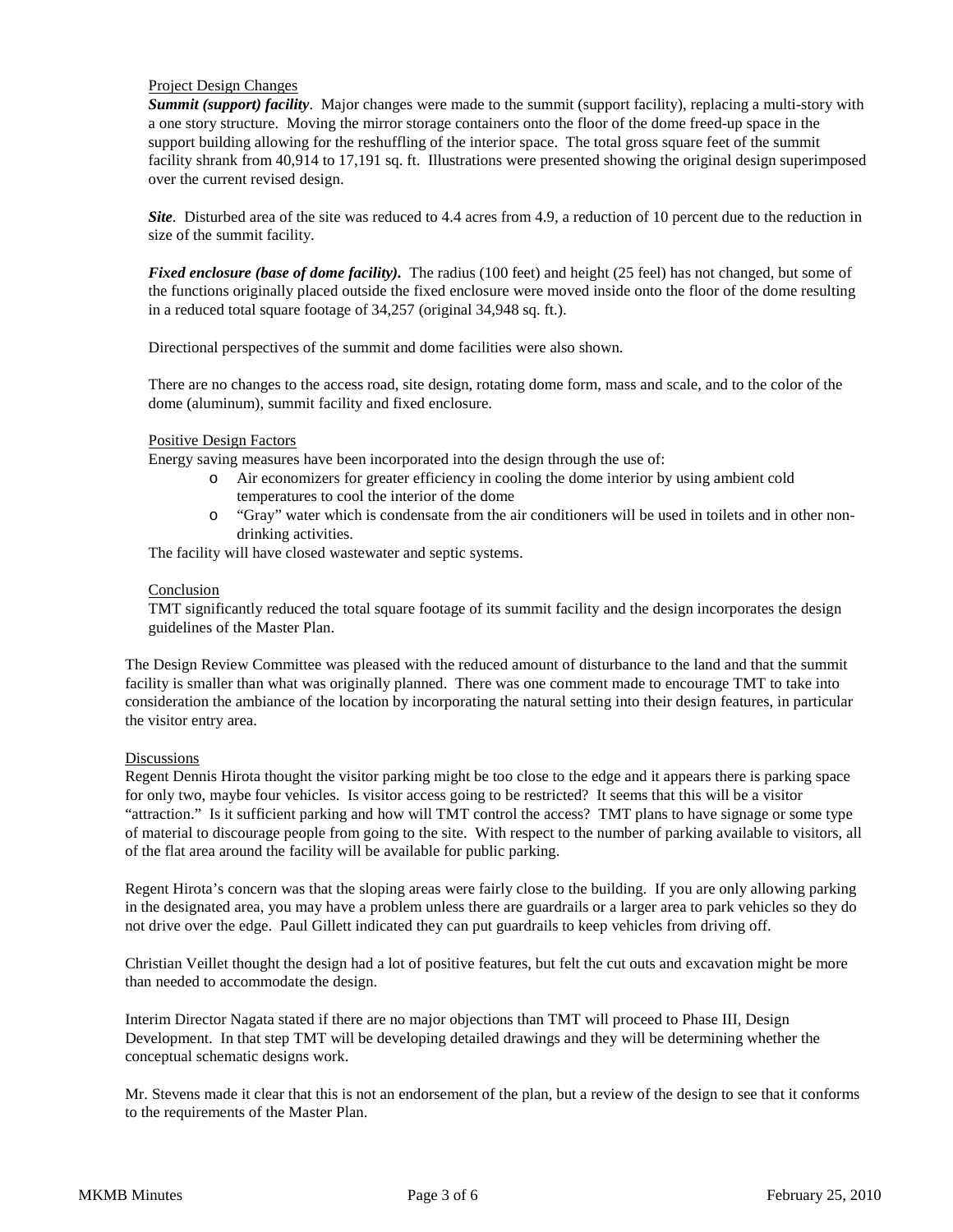Project Design Changes

***Summit (support) facility***. Major changes were made to the summit (support facility), replacing a multi-story with a one story structure. Moving the mirror storage containers onto the floor of the dome freed-up space in the support building allowing for the reshuffling of the interior space. The total gross square feet of the summit facility shrank from 40,914 to 17,191 sq. ft. Illustrations were presented showing the original design superimposed over the current revised design.

***Site***. Disturbed area of the site was reduced to 4.4 acres from 4.9, a reduction of 10 percent due to the reduction in size of the summit facility.

***Fixed enclosure (base of dome facility).*** The radius (100 feet) and height (25 feel) has not changed, but some of the functions originally placed outside the fixed enclosure were moved inside onto the floor of the dome resulting in a reduced total square footage of 34,257 (original 34,948 sq. ft.).

Directional perspectives of the summit and dome facilities were also shown.

There are no changes to the access road, site design, rotating dome form, mass and scale, and to the color of the dome (aluminum), summit facility and fixed enclosure.

Positive Design Factors

Energy saving measures have been incorporated into the design through the use of:

- Air economizers for greater efficiency in cooling the dome interior by using ambient cold temperatures to cool the interior of the dome
- "Gray" water which is condensate from the air conditioners will be used in toilets and in other non-drinking activities.

The facility will have closed wastewater and septic systems.

Conclusion

TMT significantly reduced the total square footage of its summit facility and the design incorporates the design guidelines of the Master Plan.

The Design Review Committee was pleased with the reduced amount of disturbance to the land and that the summit facility is smaller than what was originally planned. There was one comment made to encourage TMT to take into consideration the ambiance of the location by incorporating the natural setting into their design features, in particular the visitor entry area.

Discussions

Regent Dennis Hirota thought the visitor parking might be too close to the edge and it appears there is parking space for only two, maybe four vehicles. Is visitor access going to be restricted? It seems that this will be a visitor "attraction." Is it sufficient parking and how will TMT control the access? TMT plans to have signage or some type of material to discourage people from going to the site. With respect to the number of parking available to visitors, all of the flat area around the facility will be available for public parking.

Regent Hirota's concern was that the sloping areas were fairly close to the building. If you are only allowing parking in the designated area, you may have a problem unless there are guardrails or a larger area to park vehicles so they do not drive over the edge. Paul Gillett indicated they can put guardrails to keep vehicles from driving off.

Christian Veillet thought the design had a lot of positive features, but felt the cut outs and excavation might be more than needed to accommodate the design.

Interim Director Nagata stated if there are no major objections than TMT will proceed to Phase III, Design Development. In that step TMT will be developing detailed drawings and they will be determining whether the conceptual schematic designs work.

Mr. Stevens made it clear that this is not an endorsement of the plan, but a review of the design to see that it conforms to the requirements of the Master Plan.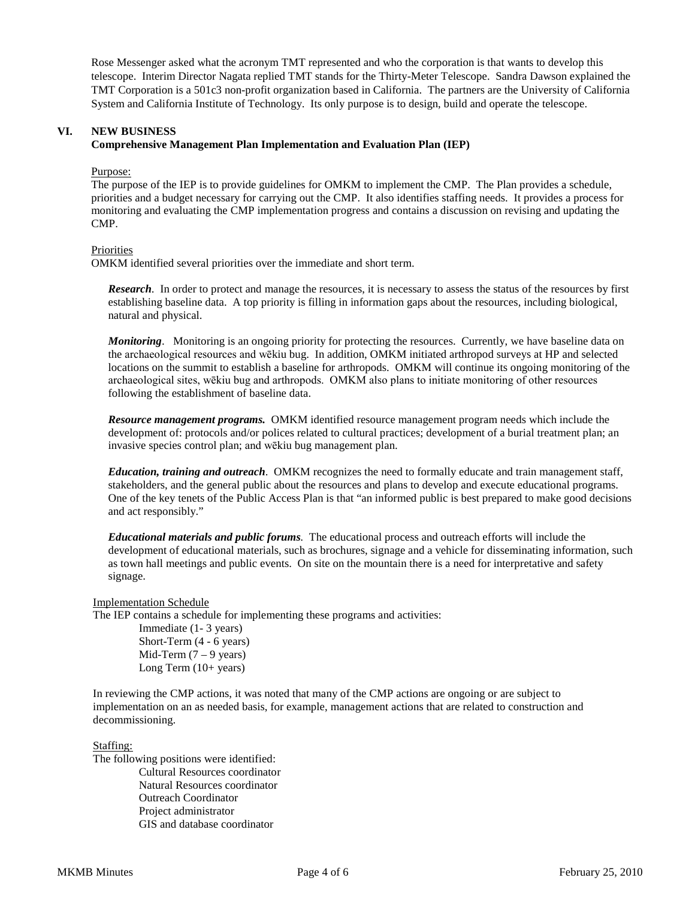Rose Messenger asked what the acronym TMT represented and who the corporation is that wants to develop this telescope. Interim Director Nagata replied TMT stands for the Thirty-Meter Telescope. Sandra Dawson explained the TMT Corporation is a 501c3 non-profit organization based in California. The partners are the University of California System and California Institute of Technology. Its only purpose is to design, build and operate the telescope.

## VI. NEW BUSINESS

### Comprehensive Management Plan Implementation and Evaluation Plan (IEP)

Purpose:

The purpose of the IEP is to provide guidelines for OMKM to implement the CMP. The Plan provides a schedule, priorities and a budget necessary for carrying out the CMP. It also identifies staffing needs. It provides a process for monitoring and evaluating the CMP implementation progress and contains a discussion on revising and updating the CMP.

Priorities

OMKM identified several priorities over the immediate and short term.

***Research***. In order to protect and manage the resources, it is necessary to assess the status of the resources by first establishing baseline data. A top priority is filling in information gaps about the resources, including biological, natural and physical.

***Monitoring***. Monitoring is an ongoing priority for protecting the resources. Currently, we have baseline data on the archaeological resources and wēkiu bug. In addition, OMKM initiated arthropod surveys at HP and selected locations on the summit to establish a baseline for arthropods. OMKM will continue its ongoing monitoring of the archaeological sites, wēkiu bug and arthropods. OMKM also plans to initiate monitoring of other resources following the establishment of baseline data.

***Resource management programs.*** OMKM identified resource management program needs which include the development of: protocols and/or polices related to cultural practices; development of a burial treatment plan; an invasive species control plan; and wēkiu bug management plan.

***Education, training and outreach***. OMKM recognizes the need to formally educate and train management staff, stakeholders, and the general public about the resources and plans to develop and execute educational programs. One of the key tenets of the Public Access Plan is that "an informed public is best prepared to make good decisions and act responsibly."

***Educational materials and public forums.*** The educational process and outreach efforts will include the development of educational materials, such as brochures, signage and a vehicle for disseminating information, such as town hall meetings and public events. On site on the mountain there is a need for interpretative and safety signage.

Implementation Schedule

The IEP contains a schedule for implementing these programs and activities:

Immediate (1- 3 years)
Short-Term (4 - 6 years)
Mid-Term (7 – 9 years)
Long Term (10+ years)

In reviewing the CMP actions, it was noted that many of the CMP actions are ongoing or are subject to implementation on an as needed basis, for example, management actions that are related to construction and decommissioning.

Staffing:

The following positions were identified:

Cultural Resources coordinator
Natural Resources coordinator
Outreach Coordinator
Project administrator
GIS and database coordinator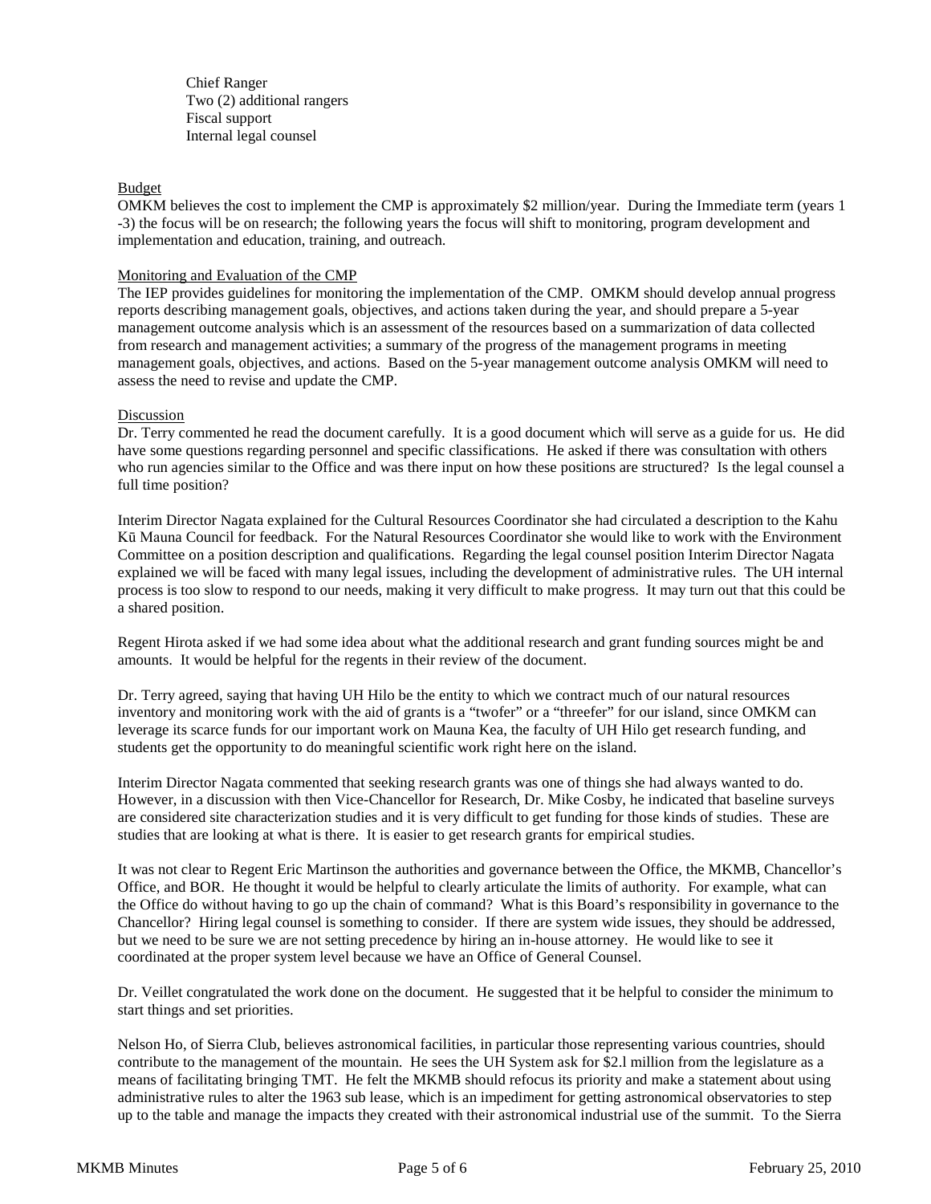Chief Ranger
Two (2) additional rangers
Fiscal support
Internal legal counsel

Budget

OMKM believes the cost to implement the CMP is approximately $2 million/year. During the Immediate term (years 1 -3) the focus will be on research; the following years the focus will shift to monitoring, program development and implementation and education, training, and outreach.

Monitoring and Evaluation of the CMP

The IEP provides guidelines for monitoring the implementation of the CMP. OMKM should develop annual progress reports describing management goals, objectives, and actions taken during the year, and should prepare a 5-year management outcome analysis which is an assessment of the resources based on a summarization of data collected from research and management activities; a summary of the progress of the management programs in meeting management goals, objectives, and actions. Based on the 5-year management outcome analysis OMKM will need to assess the need to revise and update the CMP.

Discussion

Dr. Terry commented he read the document carefully. It is a good document which will serve as a guide for us. He did have some questions regarding personnel and specific classifications. He asked if there was consultation with others who run agencies similar to the Office and was there input on how these positions are structured? Is the legal counsel a full time position?

Interim Director Nagata explained for the Cultural Resources Coordinator she had circulated a description to the Kahu Kū Mauna Council for feedback. For the Natural Resources Coordinator she would like to work with the Environment Committee on a position description and qualifications. Regarding the legal counsel position Interim Director Nagata explained we will be faced with many legal issues, including the development of administrative rules. The UH internal process is too slow to respond to our needs, making it very difficult to make progress. It may turn out that this could be a shared position.

Regent Hirota asked if we had some idea about what the additional research and grant funding sources might be and amounts. It would be helpful for the regents in their review of the document.

Dr. Terry agreed, saying that having UH Hilo be the entity to which we contract much of our natural resources inventory and monitoring work with the aid of grants is a "twofer" or a "threefer" for our island, since OMKM can leverage its scarce funds for our important work on Mauna Kea, the faculty of UH Hilo get research funding, and students get the opportunity to do meaningful scientific work right here on the island.

Interim Director Nagata commented that seeking research grants was one of things she had always wanted to do. However, in a discussion with then Vice-Chancellor for Research, Dr. Mike Cosby, he indicated that baseline surveys are considered site characterization studies and it is very difficult to get funding for those kinds of studies. These are studies that are looking at what is there. It is easier to get research grants for empirical studies.

It was not clear to Regent Eric Martinson the authorities and governance between the Office, the MKMB, Chancellor's Office, and BOR. He thought it would be helpful to clearly articulate the limits of authority. For example, what can the Office do without having to go up the chain of command? What is this Board's responsibility in governance to the Chancellor? Hiring legal counsel is something to consider. If there are system wide issues, they should be addressed, but we need to be sure we are not setting precedence by hiring an in-house attorney. He would like to see it coordinated at the proper system level because we have an Office of General Counsel.

Dr. Veillet congratulated the work done on the document. He suggested that it be helpful to consider the minimum to start things and set priorities.

Nelson Ho, of Sierra Club, believes astronomical facilities, in particular those representing various countries, should contribute to the management of the mountain. He sees the UH System ask for $2.l million from the legislature as a means of facilitating bringing TMT. He felt the MKMB should refocus its priority and make a statement about using administrative rules to alter the 1963 sub lease, which is an impediment for getting astronomical observatories to step up to the table and manage the impacts they created with their astronomical industrial use of the summit. To the Sierra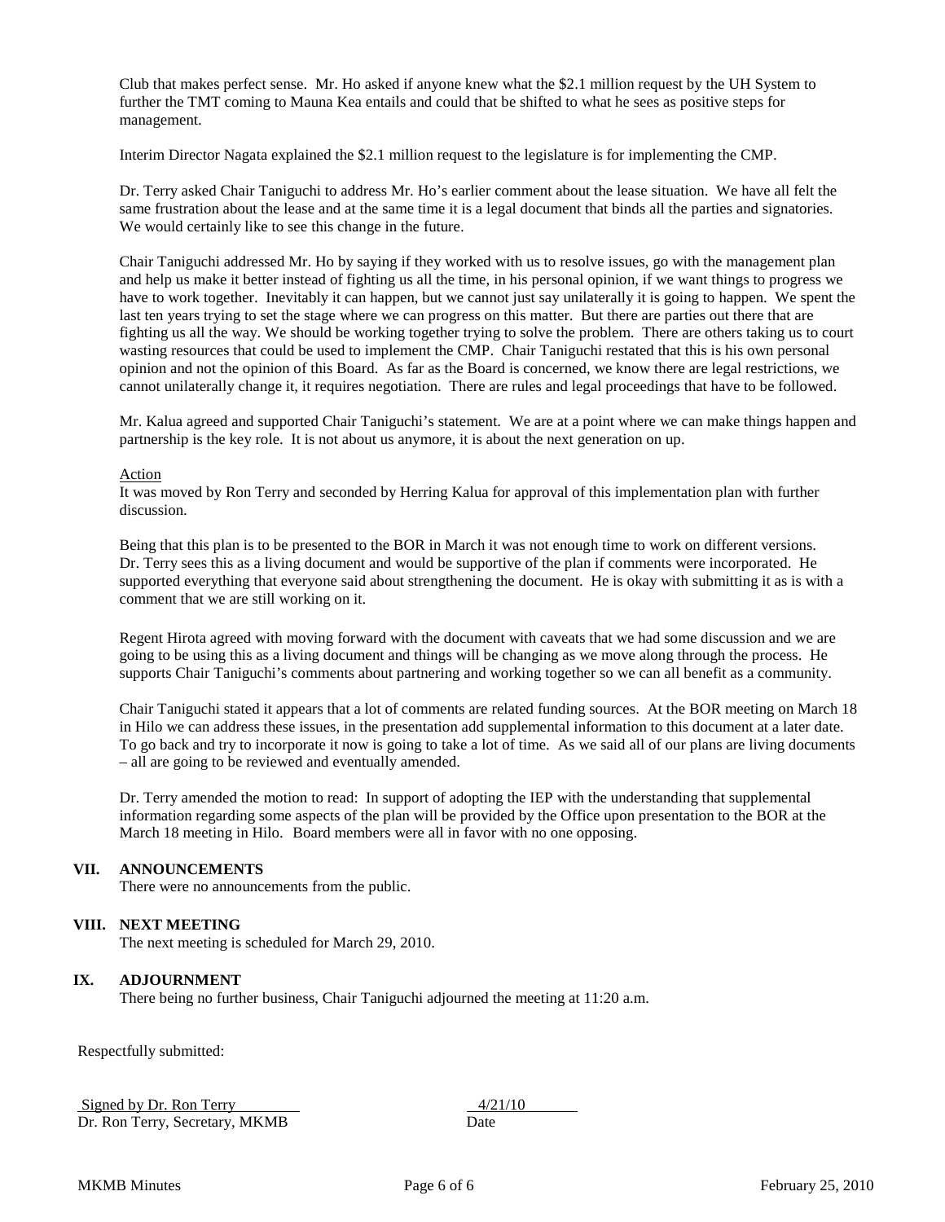Club that makes perfect sense. Mr. Ho asked if anyone knew what the $2.1 million request by the UH System to further the TMT coming to Mauna Kea entails and could that be shifted to what he sees as positive steps for management.

Interim Director Nagata explained the $2.1 million request to the legislature is for implementing the CMP.

Dr. Terry asked Chair Taniguchi to address Mr. Ho's earlier comment about the lease situation. We have all felt the same frustration about the lease and at the same time it is a legal document that binds all the parties and signatories. We would certainly like to see this change in the future.

Chair Taniguchi addressed Mr. Ho by saying if they worked with us to resolve issues, go with the management plan and help us make it better instead of fighting us all the time, in his personal opinion, if we want things to progress we have to work together. Inevitably it can happen, but we cannot just say unilaterally it is going to happen. We spent the last ten years trying to set the stage where we can progress on this matter. But there are parties out there that are fighting us all the way. We should be working together trying to solve the problem. There are others taking us to court wasting resources that could be used to implement the CMP. Chair Taniguchi restated that this is his own personal opinion and not the opinion of this Board. As far as the Board is concerned, we know there are legal restrictions, we cannot unilaterally change it, it requires negotiation. There are rules and legal proceedings that have to be followed.

Mr. Kalua agreed and supported Chair Taniguchi's statement. We are at a point where we can make things happen and partnership is the key role. It is not about us anymore, it is about the next generation on up.

Action

It was moved by Ron Terry and seconded by Herring Kalua for approval of this implementation plan with further discussion.

Being that this plan is to be presented to the BOR in March it was not enough time to work on different versions. Dr. Terry sees this as a living document and would be supportive of the plan if comments were incorporated. He supported everything that everyone said about strengthening the document. He is okay with submitting it as is with a comment that we are still working on it.

Regent Hirota agreed with moving forward with the document with caveats that we had some discussion and we are going to be using this as a living document and things will be changing as we move along through the process. He supports Chair Taniguchi's comments about partnering and working together so we can all benefit as a community.

Chair Taniguchi stated it appears that a lot of comments are related funding sources. At the BOR meeting on March 18 in Hilo we can address these issues, in the presentation add supplemental information to this document at a later date. To go back and try to incorporate it now is going to take a lot of time. As we said all of our plans are living documents – all are going to be reviewed and eventually amended.

Dr. Terry amended the motion to read: In support of adopting the IEP with the understanding that supplemental information regarding some aspects of the plan will be provided by the Office upon presentation to the BOR at the March 18 meeting in Hilo. Board members were all in favor with no one opposing.

## VII. ANNOUNCEMENTS

There were no announcements from the public.

## VIII. NEXT MEETING

The next meeting is scheduled for March 29, 2010.

## IX. ADJOURNMENT

There being no further business, Chair Taniguchi adjourned the meeting at 11:20 a.m.

Respectfully submitted:

Signed by Dr. Ron Terry — 4/21/10

Dr. Ron Terry, Secretary, MKMB — Date